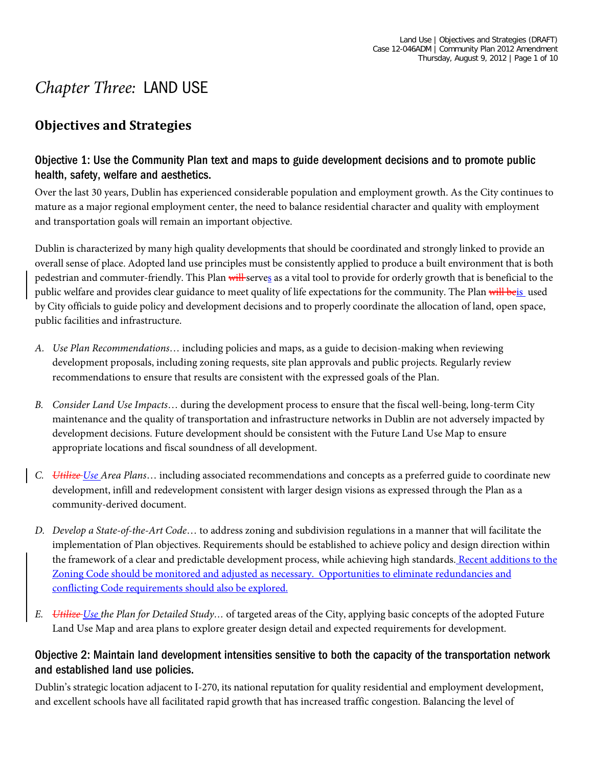# *Chapter Three:* LAND USE

## Objectives and Strategies

### Objective 1: Use the Community Plan text and maps to guide development decisions and to promote public health, safety, welfare and aesthetics.

Over the last 30 years, Dublin has experienced considerable population and employment growth. As the City continues to mature as a major regional employment center, the need to balance residential character and quality with employment and transportation goals will remain an important objective.

Dublin is characterized by many high quality developments that should be coordinated and strongly linked to provide an overall sense of place. Adopted land use principles must be consistently applied to produce a built environment that is both pedestrian and commuter-friendly. This Plan ~~will~~ serves as a vital tool to provide for orderly growth that is beneficial to the public welfare and provides clear guidance to meet quality of life expectations for the community. The Plan ~~will be~~ is used by City officials to guide policy and development decisions and to properly coordinate the allocation of land, open space, public facilities and infrastructure.

A. *Use Plan Recommendations*… including policies and maps, as a guide to decision-making when reviewing development proposals, including zoning requests, site plan approvals and public projects. Regularly review recommendations to ensure that results are consistent with the expressed goals of the Plan.

B. *Consider Land Use Impacts*… during the development process to ensure that the fiscal well-being, long-term City maintenance and the quality of transportation and infrastructure networks in Dublin are not adversely impacted by development decisions. Future development should be consistent with the Future Land Use Map to ensure appropriate locations and fiscal soundness of all development.

C. *~~Utilize~~ Use Area Plans*… including associated recommendations and concepts as a preferred guide to coordinate new development, infill and redevelopment consistent with larger design visions as expressed through the Plan as a community-derived document.

D. *Develop a State-of-the-Art Code*… to address zoning and subdivision regulations in a manner that will facilitate the implementation of Plan objectives. Requirements should be established to achieve policy and design direction within the framework of a clear and predictable development process, while achieving high standards. Recent additions to the Zoning Code should be monitored and adjusted as necessary. Opportunities to eliminate redundancies and conflicting Code requirements should also be explored.

E. *~~Utilize~~ Use the Plan for Detailed Study*… of targeted areas of the City, applying basic concepts of the adopted Future Land Use Map and area plans to explore greater design detail and expected requirements for development.

### Objective 2: Maintain land development intensities sensitive to both the capacity of the transportation network and established land use policies.

Dublin's strategic location adjacent to I-270, its national reputation for quality residential and employment development, and excellent schools have all facilitated rapid growth that has increased traffic congestion. Balancing the level of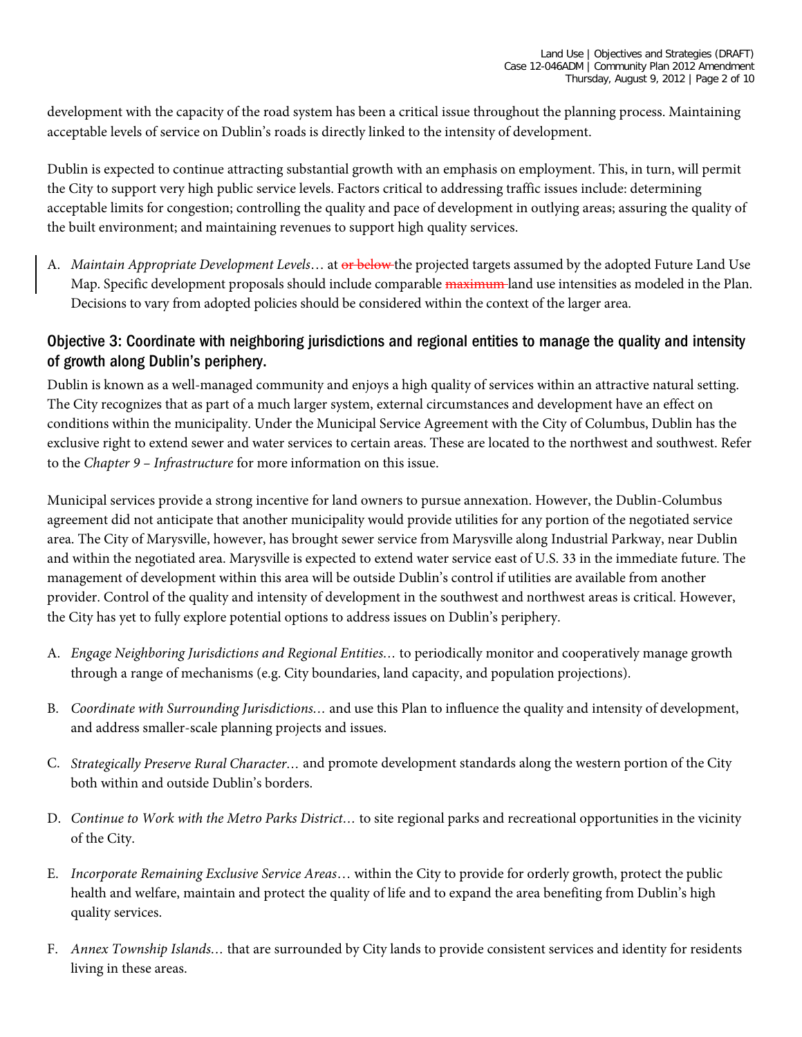development with the capacity of the road system has been a critical issue throughout the planning process. Maintaining acceptable levels of service on Dublin's roads is directly linked to the intensity of development.

Dublin is expected to continue attracting substantial growth with an emphasis on employment. This, in turn, will permit the City to support very high public service levels. Factors critical to addressing traffic issues include: determining acceptable limits for congestion; controlling the quality and pace of development in outlying areas; assuring the quality of the built environment; and maintaining revenues to support high quality services.

A. *Maintain Appropriate Development Levels*… at ~~or below~~ the projected targets assumed by the adopted Future Land Use Map. Specific development proposals should include comparable ~~maximum~~ land use intensities as modeled in the Plan. Decisions to vary from adopted policies should be considered within the context of the larger area.

## Objective 3: Coordinate with neighboring jurisdictions and regional entities to manage the quality and intensity of growth along Dublin's periphery.

Dublin is known as a well-managed community and enjoys a high quality of services within an attractive natural setting. The City recognizes that as part of a much larger system, external circumstances and development have an effect on conditions within the municipality. Under the Municipal Service Agreement with the City of Columbus, Dublin has the exclusive right to extend sewer and water services to certain areas. These are located to the northwest and southwest. Refer to the *Chapter 9 – Infrastructure* for more information on this issue.

Municipal services provide a strong incentive for land owners to pursue annexation. However, the Dublin-Columbus agreement did not anticipate that another municipality would provide utilities for any portion of the negotiated service area. The City of Marysville, however, has brought sewer service from Marysville along Industrial Parkway, near Dublin and within the negotiated area. Marysville is expected to extend water service east of U.S. 33 in the immediate future. The management of development within this area will be outside Dublin's control if utilities are available from another provider. Control of the quality and intensity of development in the southwest and northwest areas is critical. However, the City has yet to fully explore potential options to address issues on Dublin's periphery.

A. *Engage Neighboring Jurisdictions and Regional Entities…* to periodically monitor and cooperatively manage growth through a range of mechanisms (e.g. City boundaries, land capacity, and population projections).

B. *Coordinate with Surrounding Jurisdictions…* and use this Plan to influence the quality and intensity of development, and address smaller-scale planning projects and issues.

C. *Strategically Preserve Rural Character…* and promote development standards along the western portion of the City both within and outside Dublin's borders.

D. *Continue to Work with the Metro Parks District…* to site regional parks and recreational opportunities in the vicinity of the City.

E. *Incorporate Remaining Exclusive Service Areas…* within the City to provide for orderly growth, protect the public health and welfare, maintain and protect the quality of life and to expand the area benefiting from Dublin's high quality services.

F. *Annex Township Islands…* that are surrounded by City lands to provide consistent services and identity for residents living in these areas.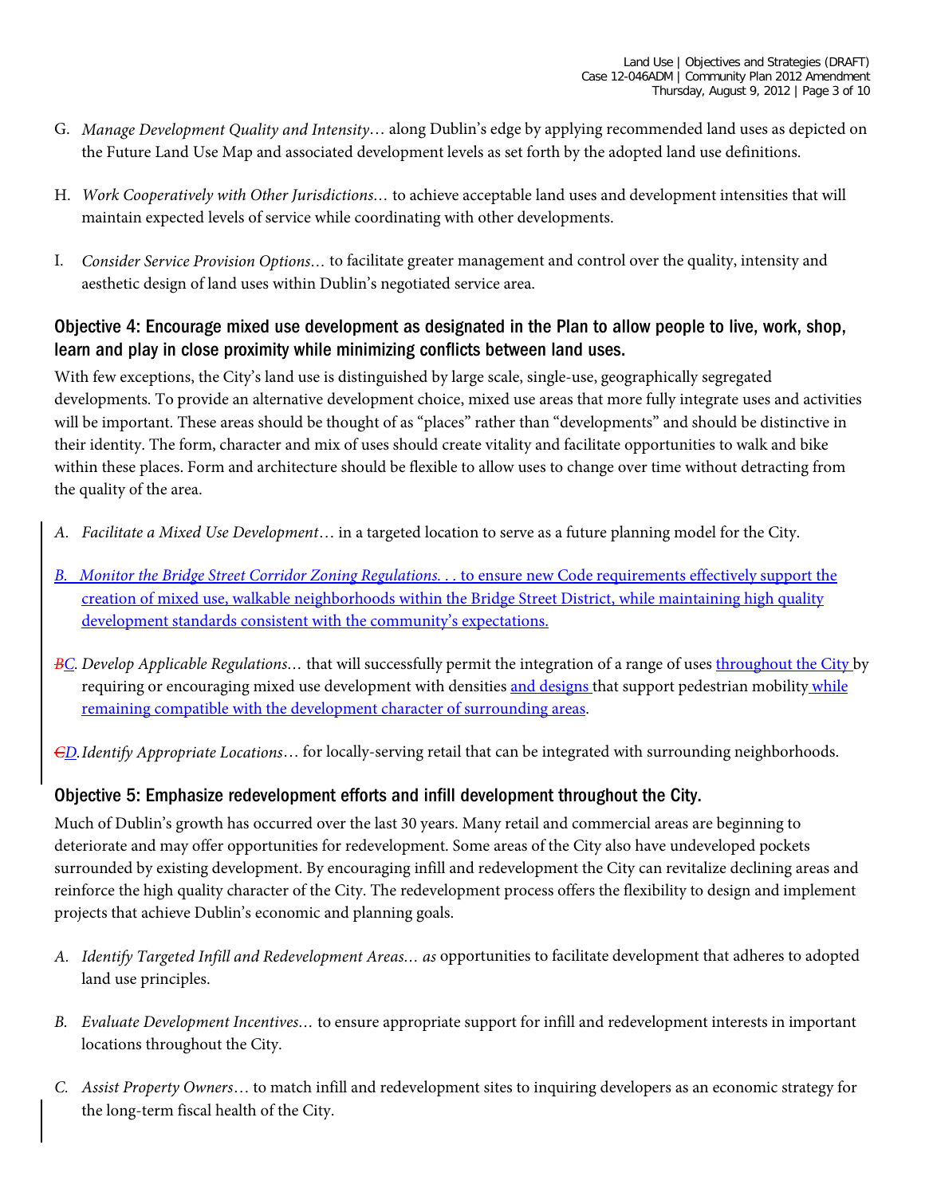G. *Manage Development Quality and Intensity*… along Dublin's edge by applying recommended land uses as depicted on the Future Land Use Map and associated development levels as set forth by the adopted land use definitions.

H. *Work Cooperatively with Other Jurisdictions*… to achieve acceptable land uses and development intensities that will maintain expected levels of service while coordinating with other developments.

I. *Consider Service Provision Options*… to facilitate greater management and control over the quality, intensity and aesthetic design of land uses within Dublin's negotiated service area.

### Objective 4: Encourage mixed use development as designated in the Plan to allow people to live, work, shop, learn and play in close proximity while minimizing conflicts between land uses.

With few exceptions, the City's land use is distinguished by large scale, single-use, geographically segregated developments. To provide an alternative development choice, mixed use areas that more fully integrate uses and activities will be important. These areas should be thought of as "places" rather than "developments" and should be distinctive in their identity. The form, character and mix of uses should create vitality and facilitate opportunities to walk and bike within these places. Form and architecture should be flexible to allow uses to change over time without detracting from the quality of the area.

A. *Facilitate a Mixed Use Development*… in a targeted location to serve as a future planning model for the City.

B. *Monitor the Bridge Street Corridor Zoning Regulations. . .* to ensure new Code requirements effectively support the creation of mixed use, walkable neighborhoods within the Bridge Street District, while maintaining high quality development standards consistent with the community's expectations.

~~B~~C. *Develop Applicable Regulations*… that will successfully permit the integration of a range of uses throughout the City by requiring or encouraging mixed use development with densities and designs that support pedestrian mobility while remaining compatible with the development character of surrounding areas.

~~C~~D. *Identify Appropriate Locations*… for locally-serving retail that can be integrated with surrounding neighborhoods.

### Objective 5: Emphasize redevelopment efforts and infill development throughout the City.

Much of Dublin's growth has occurred over the last 30 years. Many retail and commercial areas are beginning to deteriorate and may offer opportunities for redevelopment. Some areas of the City also have undeveloped pockets surrounded by existing development. By encouraging infill and redevelopment the City can revitalize declining areas and reinforce the high quality character of the City. The redevelopment process offers the flexibility to design and implement projects that achieve Dublin's economic and planning goals.

A. *Identify Targeted Infill and Redevelopment Areas… as* opportunities to facilitate development that adheres to adopted land use principles.

B. *Evaluate Development Incentives*… to ensure appropriate support for infill and redevelopment interests in important locations throughout the City.

C. *Assist Property Owners*… to match infill and redevelopment sites to inquiring developers as an economic strategy for the long-term fiscal health of the City.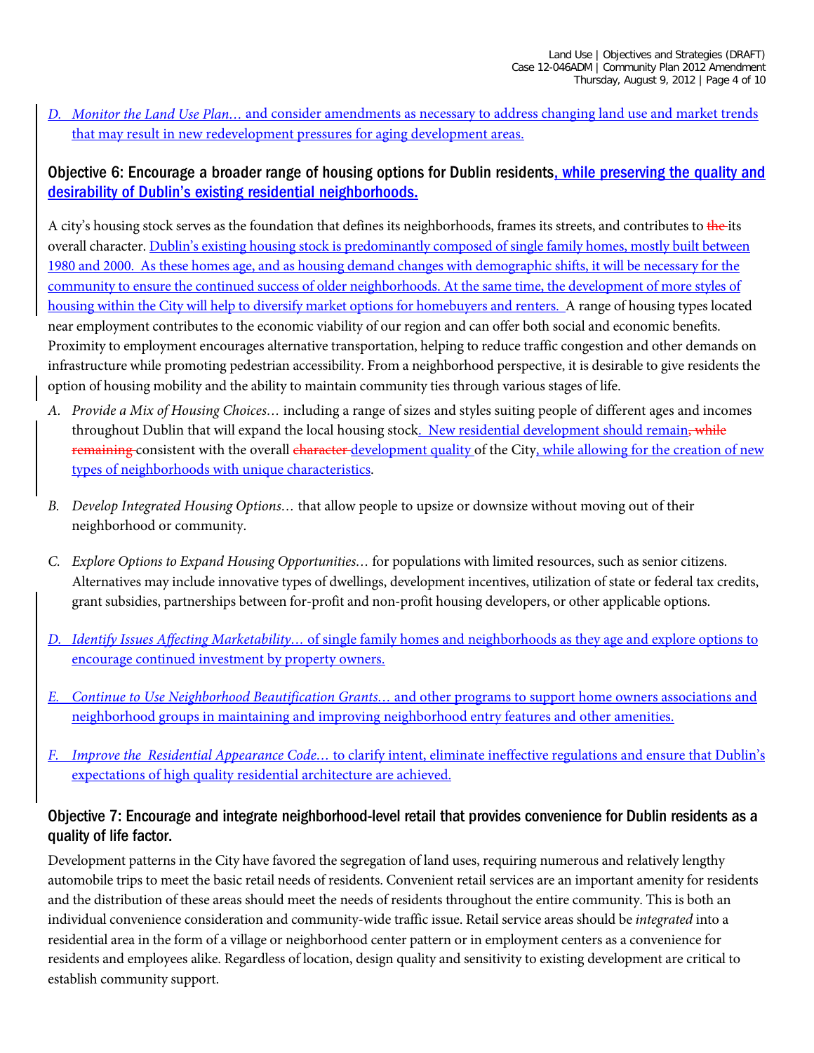D. *Monitor the Land Use Plan…* and consider amendments as necessary to address changing land use and market trends that may result in new redevelopment pressures for aging development areas.

### Objective 6: Encourage a broader range of housing options for Dublin residents, while preserving the quality and desirability of Dublin's existing residential neighborhoods.

A city's housing stock serves as the foundation that defines its neighborhoods, frames its streets, and contributes to ~~the~~ its overall character. Dublin's existing housing stock is predominantly composed of single family homes, mostly built between 1980 and 2000. As these homes age, and as housing demand changes with demographic shifts, it will be necessary for the community to ensure the continued success of older neighborhoods. At the same time, the development of more styles of housing within the City will help to diversify market options for homebuyers and renters. A range of housing types located near employment contributes to the economic viability of our region and can offer both social and economic benefits. Proximity to employment encourages alternative transportation, helping to reduce traffic congestion and other demands on infrastructure while promoting pedestrian accessibility. From a neighborhood perspective, it is desirable to give residents the option of housing mobility and the ability to maintain community ties through various stages of life.

A. *Provide a Mix of Housing Choices…* including a range of sizes and styles suiting people of different ages and incomes throughout Dublin that will expand the local housing stock. New residential development should remain~~, while remaining~~ consistent with the overall ~~character~~ development quality of the City, while allowing for the creation of new types of neighborhoods with unique characteristics.

B. *Develop Integrated Housing Options…* that allow people to upsize or downsize without moving out of their neighborhood or community.

C. *Explore Options to Expand Housing Opportunities…* for populations with limited resources, such as senior citizens. Alternatives may include innovative types of dwellings, development incentives, utilization of state or federal tax credits, grant subsidies, partnerships between for-profit and non-profit housing developers, or other applicable options.

D. *Identify Issues Affecting Marketability…* of single family homes and neighborhoods as they age and explore options to encourage continued investment by property owners.

E. *Continue to Use Neighborhood Beautification Grants…* and other programs to support home owners associations and neighborhood groups in maintaining and improving neighborhood entry features and other amenities.

F. *Improve the Residential Appearance Code…* to clarify intent, eliminate ineffective regulations and ensure that Dublin's expectations of high quality residential architecture are achieved.

### Objective 7: Encourage and integrate neighborhood-level retail that provides convenience for Dublin residents as a quality of life factor.

Development patterns in the City have favored the segregation of land uses, requiring numerous and relatively lengthy automobile trips to meet the basic retail needs of residents. Convenient retail services are an important amenity for residents and the distribution of these areas should meet the needs of residents throughout the entire community. This is both an individual convenience consideration and community-wide traffic issue. Retail service areas should be *integrated* into a residential area in the form of a village or neighborhood center pattern or in employment centers as a convenience for residents and employees alike. Regardless of location, design quality and sensitivity to existing development are critical to establish community support.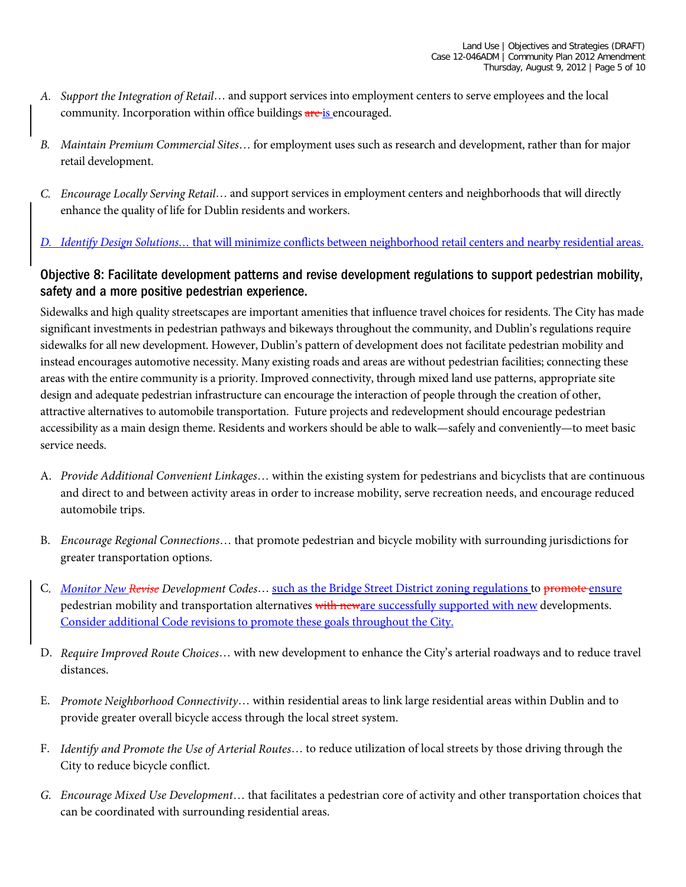- *A. Support the Integration of Retail*… and support services into employment centers to serve employees and the local community. Incorporation within office buildings ~~are~~ <u>is</u> encouraged.

- *B. Maintain Premium Commercial Sites*… for employment uses such as research and development, rather than for major retail development.

- *C. Encourage Locally Serving Retail*… and support services in employment centers and neighborhoods that will directly enhance the quality of life for Dublin residents and workers.

- <u>*D. Identify Design Solutions…* that will minimize conflicts between neighborhood retail centers and nearby residential areas.</u>

## Objective 8: Facilitate development patterns and revise development regulations to support pedestrian mobility, safety and a more positive pedestrian experience.

Sidewalks and high quality streetscapes are important amenities that influence travel choices for residents. The City has made significant investments in pedestrian pathways and bikeways throughout the community, and Dublin's regulations require sidewalks for all new development. However, Dublin's pattern of development does not facilitate pedestrian mobility and instead encourages automotive necessity. Many existing roads and areas are without pedestrian facilities; connecting these areas with the entire community is a priority. Improved connectivity, through mixed land use patterns, appropriate site design and adequate pedestrian infrastructure can encourage the interaction of people through the creation of other, attractive alternatives to automobile transportation. Future projects and redevelopment should encourage pedestrian accessibility as a main design theme. Residents and workers should be able to walk—safely and conveniently—to meet basic service needs.

A. *Provide Additional Convenient Linkages*… within the existing system for pedestrians and bicyclists that are continuous and direct to and between activity areas in order to increase mobility, serve recreation needs, and encourage reduced automobile trips.

B. *Encourage Regional Connections*… that promote pedestrian and bicycle mobility with surrounding jurisdictions for greater transportation options.

C. <u>*Monitor New*</u> ~~*Revise*~~ *Development Codes*… <u>such as the Bridge Street District zoning regulations</u> to ~~promote~~ <u>ensure</u> pedestrian mobility and transportation alternatives ~~with new~~<u>are successfully supported with new</u> developments. <u>Consider additional Code revisions to promote these goals throughout the City.</u>

D. *Require Improved Route Choices*… with new development to enhance the City's arterial roadways and to reduce travel distances.

E. *Promote Neighborhood Connectivity*… within residential areas to link large residential areas within Dublin and to provide greater overall bicycle access through the local street system.

F. *Identify and Promote the Use of Arterial Routes*… to reduce utilization of local streets by those driving through the City to reduce bicycle conflict.

G. *Encourage Mixed Use Development*… that facilitates a pedestrian core of activity and other transportation choices that can be coordinated with surrounding residential areas.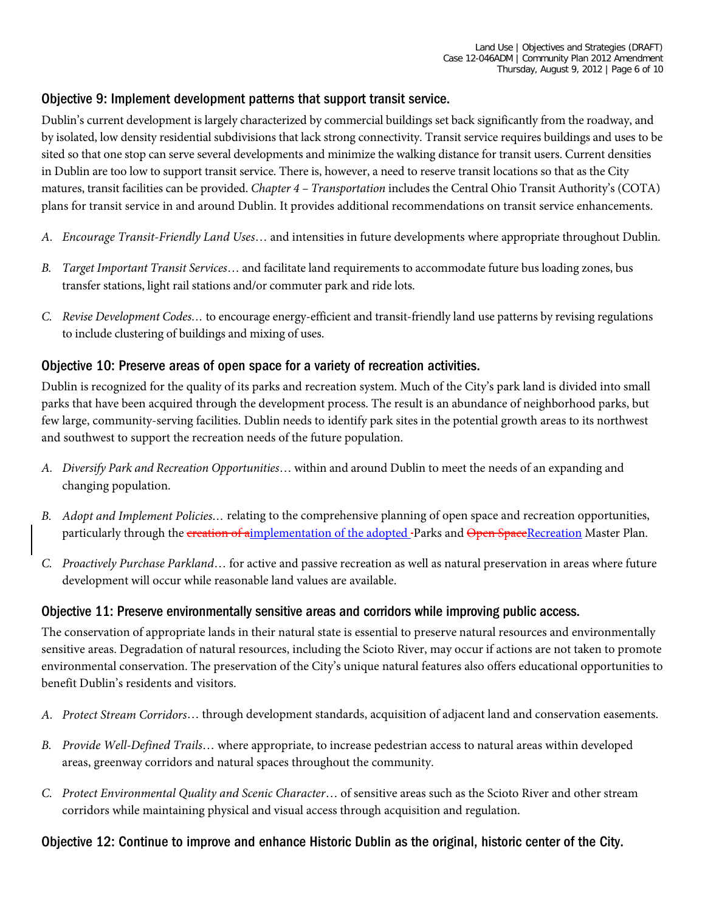### Objective 9: Implement development patterns that support transit service.

Dublin's current development is largely characterized by commercial buildings set back significantly from the roadway, and by isolated, low density residential subdivisions that lack strong connectivity. Transit service requires buildings and uses to be sited so that one stop can serve several developments and minimize the walking distance for transit users. Current densities in Dublin are too low to support transit service. There is, however, a need to reserve transit locations so that as the City matures, transit facilities can be provided. *Chapter 4 – Transportation* includes the Central Ohio Transit Authority's (COTA) plans for transit service in and around Dublin. It provides additional recommendations on transit service enhancements.

A. *Encourage Transit-Friendly Land Uses*… and intensities in future developments where appropriate throughout Dublin.

B. *Target Important Transit Services*… and facilitate land requirements to accommodate future bus loading zones, bus transfer stations, light rail stations and/or commuter park and ride lots.

C. *Revise Development Codes…* to encourage energy-efficient and transit-friendly land use patterns by revising regulations to include clustering of buildings and mixing of uses.

### Objective 10: Preserve areas of open space for a variety of recreation activities.

Dublin is recognized for the quality of its parks and recreation system. Much of the City's park land is divided into small parks that have been acquired through the development process. The result is an abundance of neighborhood parks, but few large, community-serving facilities. Dublin needs to identify park sites in the potential growth areas to its northwest and southwest to support the recreation needs of the future population.

A. *Diversify Park and Recreation Opportunities*… within and around Dublin to meet the needs of an expanding and changing population.

B. *Adopt and Implement Policies…* relating to the comprehensive planning of open space and recreation opportunities, particularly through the ~~creation of a~~implementation of the adopted Parks and ~~Open Space~~Recreation Master Plan.

C. *Proactively Purchase Parkland*… for active and passive recreation as well as natural preservation in areas where future development will occur while reasonable land values are available.

### Objective 11: Preserve environmentally sensitive areas and corridors while improving public access.

The conservation of appropriate lands in their natural state is essential to preserve natural resources and environmentally sensitive areas. Degradation of natural resources, including the Scioto River, may occur if actions are not taken to promote environmental conservation. The preservation of the City's unique natural features also offers educational opportunities to benefit Dublin's residents and visitors.

A. *Protect Stream Corridors*… through development standards, acquisition of adjacent land and conservation easements.

B. *Provide Well-Defined Trails*… where appropriate, to increase pedestrian access to natural areas within developed areas, greenway corridors and natural spaces throughout the community.

C. *Protect Environmental Quality and Scenic Character*… of sensitive areas such as the Scioto River and other stream corridors while maintaining physical and visual access through acquisition and regulation.

### Objective 12: Continue to improve and enhance Historic Dublin as the original, historic center of the City.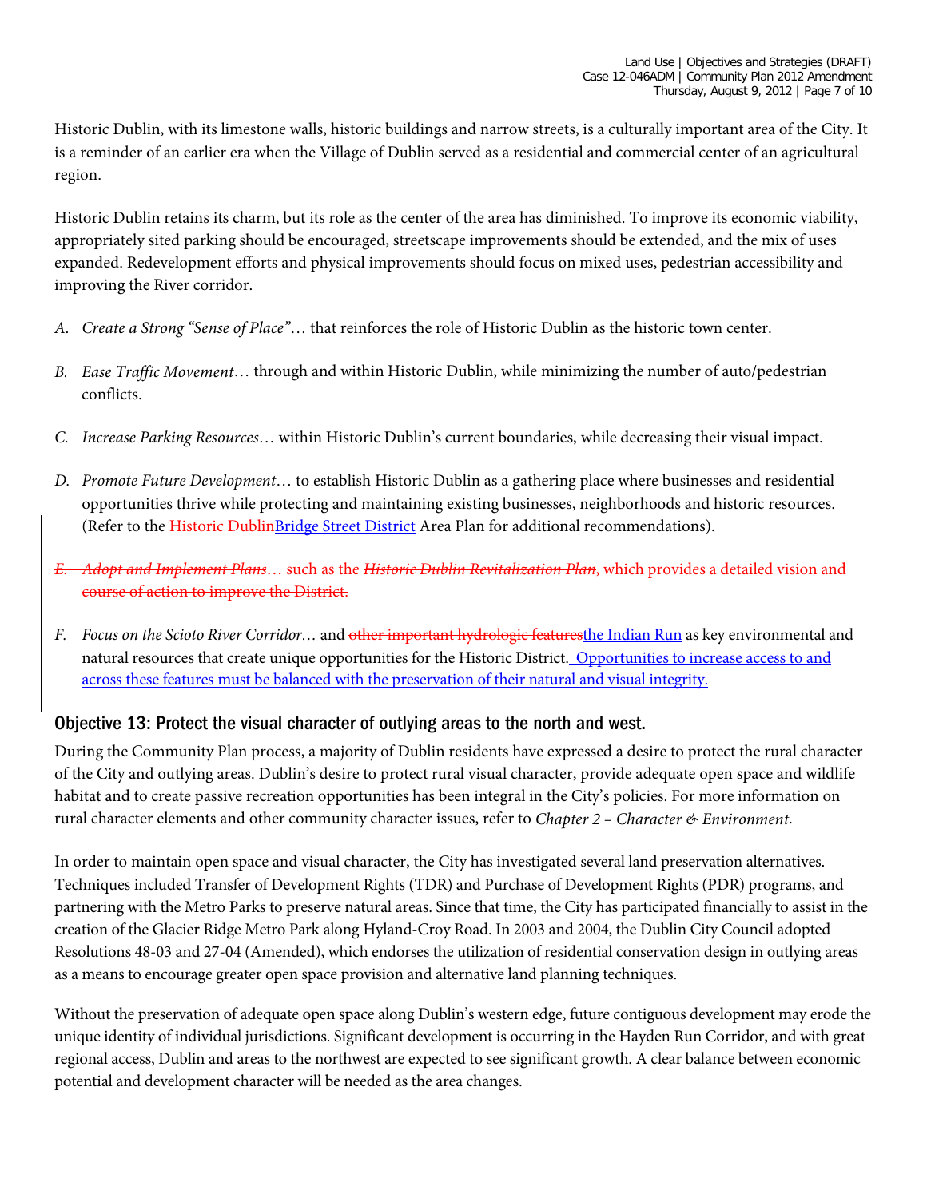Historic Dublin, with its limestone walls, historic buildings and narrow streets, is a culturally important area of the City. It is a reminder of an earlier era when the Village of Dublin served as a residential and commercial center of an agricultural region.

Historic Dublin retains its charm, but its role as the center of the area has diminished. To improve its economic viability, appropriately sited parking should be encouraged, streetscape improvements should be extended, and the mix of uses expanded. Redevelopment efforts and physical improvements should focus on mixed uses, pedestrian accessibility and improving the River corridor.

A. *Create a Strong "Sense of Place"*… that reinforces the role of Historic Dublin as the historic town center.

B. *Ease Traffic Movement*… through and within Historic Dublin, while minimizing the number of auto/pedestrian conflicts.

C. *Increase Parking Resources*… within Historic Dublin's current boundaries, while decreasing their visual impact.

D. *Promote Future Development*… to establish Historic Dublin as a gathering place where businesses and residential opportunities thrive while protecting and maintaining existing businesses, neighborhoods and historic resources. (Refer to the ~~Historic Dublin~~Bridge Street District Area Plan for additional recommendations).

~~E. *Adopt and Implement Plans*… such as the *Historic Dublin Revitalization Plan*, which provides a detailed vision and course of action to improve the District.~~

F. *Focus on the Scioto River Corridor*… and ~~other important hydrologic features~~the Indian Run as key environmental and natural resources that create unique opportunities for the Historic District. Opportunities to increase access to and across these features must be balanced with the preservation of their natural and visual integrity.

### Objective 13: Protect the visual character of outlying areas to the north and west.

During the Community Plan process, a majority of Dublin residents have expressed a desire to protect the rural character of the City and outlying areas. Dublin's desire to protect rural visual character, provide adequate open space and wildlife habitat and to create passive recreation opportunities has been integral in the City's policies. For more information on rural character elements and other community character issues, refer to *Chapter 2 – Character & Environment*.

In order to maintain open space and visual character, the City has investigated several land preservation alternatives. Techniques included Transfer of Development Rights (TDR) and Purchase of Development Rights (PDR) programs, and partnering with the Metro Parks to preserve natural areas. Since that time, the City has participated financially to assist in the creation of the Glacier Ridge Metro Park along Hyland-Croy Road. In 2003 and 2004, the Dublin City Council adopted Resolutions 48-03 and 27-04 (Amended), which endorses the utilization of residential conservation design in outlying areas as a means to encourage greater open space provision and alternative land planning techniques.

Without the preservation of adequate open space along Dublin's western edge, future contiguous development may erode the unique identity of individual jurisdictions. Significant development is occurring in the Hayden Run Corridor, and with great regional access, Dublin and areas to the northwest are expected to see significant growth. A clear balance between economic potential and development character will be needed as the area changes.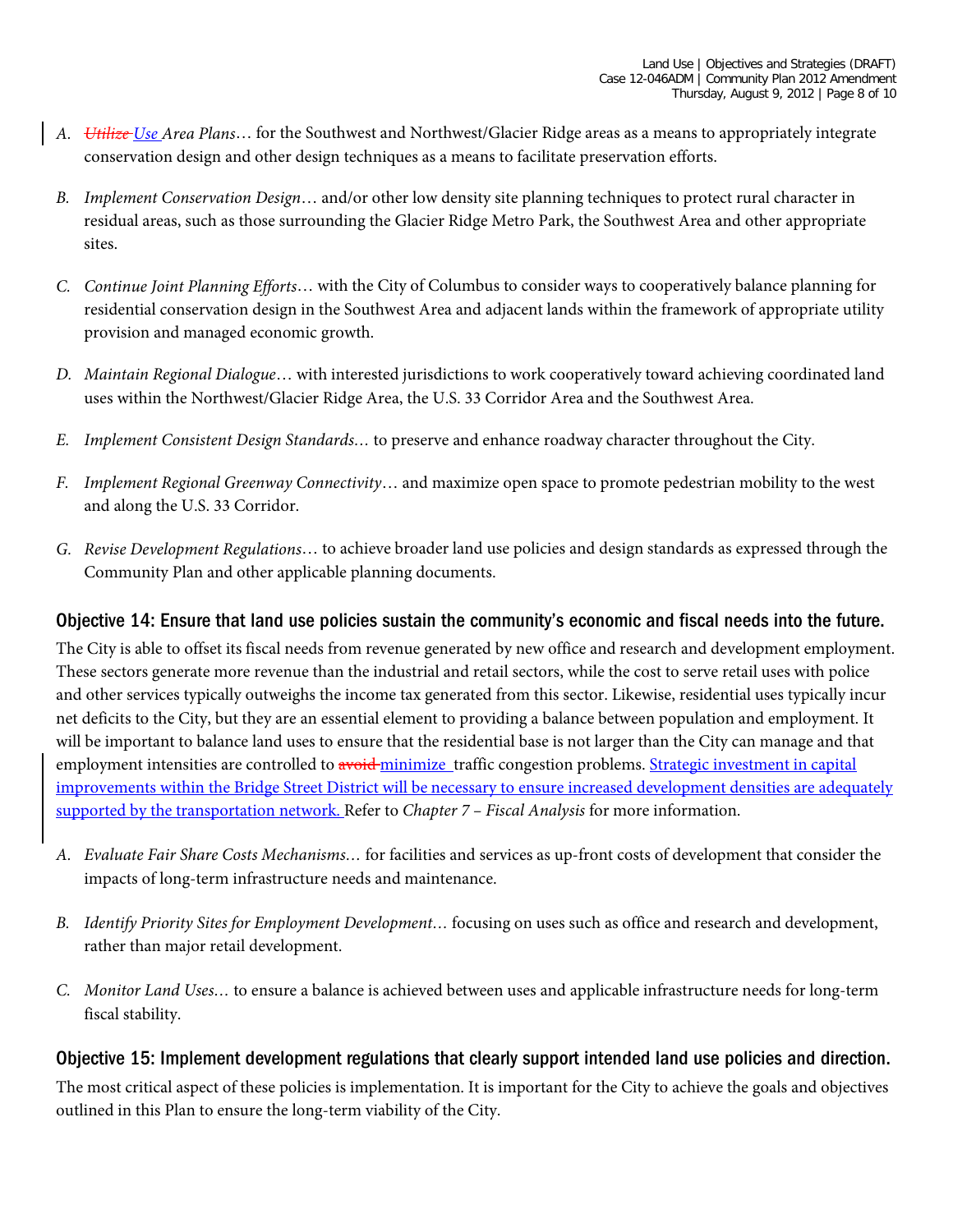A. *~~Utilize~~ Use Area Plans*… for the Southwest and Northwest/Glacier Ridge areas as a means to appropriately integrate conservation design and other design techniques as a means to facilitate preservation efforts.

B. *Implement Conservation Design*… and/or other low density site planning techniques to protect rural character in residual areas, such as those surrounding the Glacier Ridge Metro Park, the Southwest Area and other appropriate sites.

C. *Continue Joint Planning Efforts*… with the City of Columbus to consider ways to cooperatively balance planning for residential conservation design in the Southwest Area and adjacent lands within the framework of appropriate utility provision and managed economic growth.

D. *Maintain Regional Dialogue*… with interested jurisdictions to work cooperatively toward achieving coordinated land uses within the Northwest/Glacier Ridge Area, the U.S. 33 Corridor Area and the Southwest Area.

E. *Implement Consistent Design Standards…* to preserve and enhance roadway character throughout the City.

F. *Implement Regional Greenway Connectivity*… and maximize open space to promote pedestrian mobility to the west and along the U.S. 33 Corridor.

G. *Revise Development Regulations*… to achieve broader land use policies and design standards as expressed through the Community Plan and other applicable planning documents.

## Objective 14: Ensure that land use policies sustain the community's economic and fiscal needs into the future.

The City is able to offset its fiscal needs from revenue generated by new office and research and development employment. These sectors generate more revenue than the industrial and retail sectors, while the cost to serve retail uses with police and other services typically outweighs the income tax generated from this sector. Likewise, residential uses typically incur net deficits to the City, but they are an essential element to providing a balance between population and employment. It will be important to balance land uses to ensure that the residential base is not larger than the City can manage and that employment intensities are controlled to ~~avoid~~ minimize traffic congestion problems. Strategic investment in capital improvements within the Bridge Street District will be necessary to ensure increased development densities are adequately supported by the transportation network. Refer to *Chapter 7 – Fiscal Analysis* for more information.

A. *Evaluate Fair Share Costs Mechanisms…* for facilities and services as up-front costs of development that consider the impacts of long-term infrastructure needs and maintenance.

B. *Identify Priority Sites for Employment Development…* focusing on uses such as office and research and development, rather than major retail development.

C. *Monitor Land Uses…* to ensure a balance is achieved between uses and applicable infrastructure needs for long-term fiscal stability.

## Objective 15: Implement development regulations that clearly support intended land use policies and direction.

The most critical aspect of these policies is implementation. It is important for the City to achieve the goals and objectives outlined in this Plan to ensure the long-term viability of the City.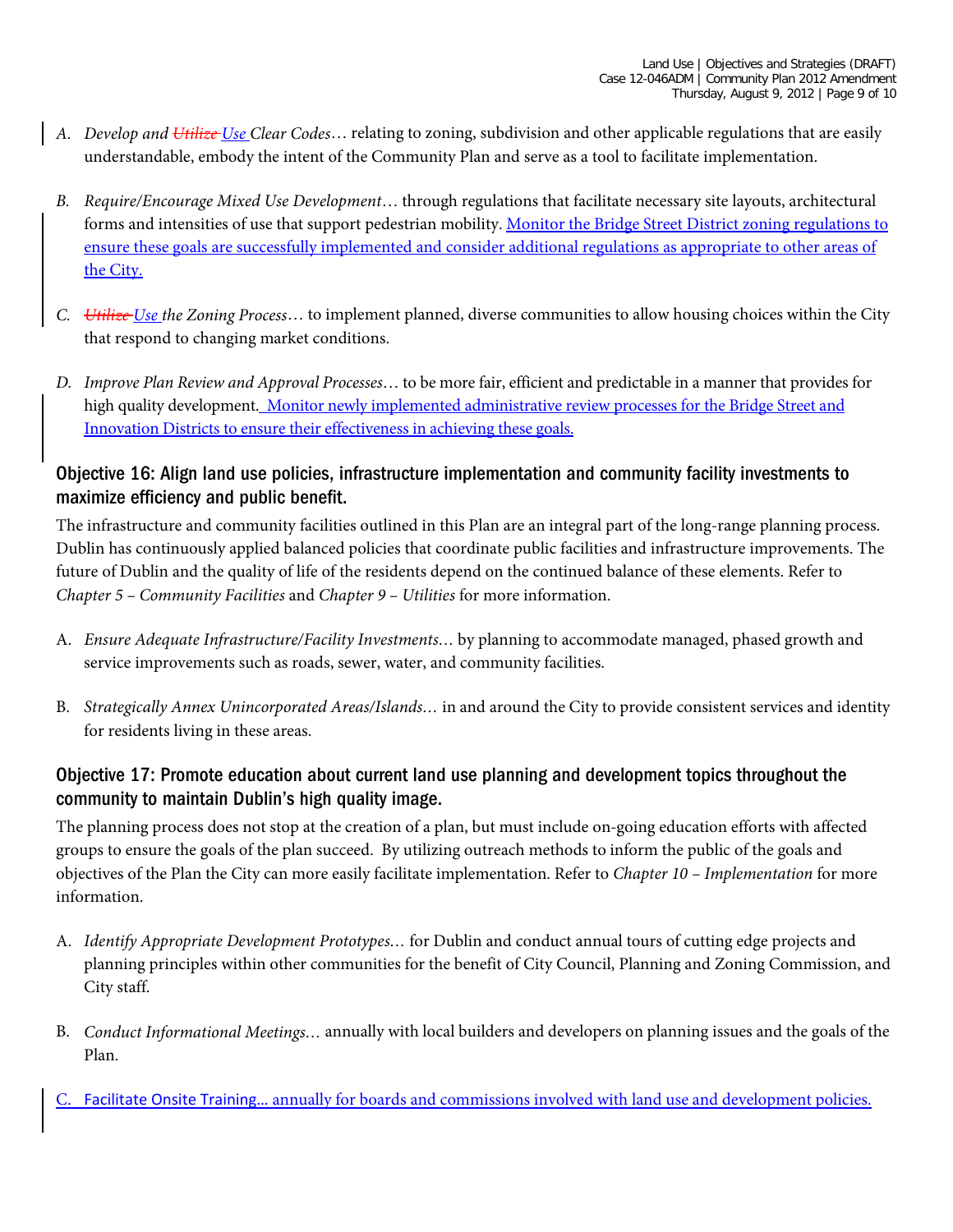A. *Develop and ~~Utilize~~ Use Clear Codes*… relating to zoning, subdivision and other applicable regulations that are easily understandable, embody the intent of the Community Plan and serve as a tool to facilitate implementation.

B. *Require/Encourage Mixed Use Development*… through regulations that facilitate necessary site layouts, architectural forms and intensities of use that support pedestrian mobility. Monitor the Bridge Street District zoning regulations to ensure these goals are successfully implemented and consider additional regulations as appropriate to other areas of the City.

C. *~~Utilize~~ Use the Zoning Process*… to implement planned, diverse communities to allow housing choices within the City that respond to changing market conditions.

D. *Improve Plan Review and Approval Processes*… to be more fair, efficient and predictable in a manner that provides for high quality development. Monitor newly implemented administrative review processes for the Bridge Street and Innovation Districts to ensure their effectiveness in achieving these goals.

## Objective 16: Align land use policies, infrastructure implementation and community facility investments to maximize efficiency and public benefit.

The infrastructure and community facilities outlined in this Plan are an integral part of the long-range planning process. Dublin has continuously applied balanced policies that coordinate public facilities and infrastructure improvements. The future of Dublin and the quality of life of the residents depend on the continued balance of these elements. Refer to *Chapter 5 – Community Facilities* and *Chapter 9 – Utilities* for more information.

A. *Ensure Adequate Infrastructure/Facility Investments…* by planning to accommodate managed, phased growth and service improvements such as roads, sewer, water, and community facilities.

B. *Strategically Annex Unincorporated Areas/Islands…* in and around the City to provide consistent services and identity for residents living in these areas.

## Objective 17: Promote education about current land use planning and development topics throughout the community to maintain Dublin's high quality image.

The planning process does not stop at the creation of a plan, but must include on-going education efforts with affected groups to ensure the goals of the plan succeed. By utilizing outreach methods to inform the public of the goals and objectives of the Plan the City can more easily facilitate implementation. Refer to *Chapter 10 – Implementation* for more information.

A. *Identify Appropriate Development Prototypes…* for Dublin and conduct annual tours of cutting edge projects and planning principles within other communities for the benefit of City Council, Planning and Zoning Commission, and City staff.

B. *Conduct Informational Meetings…* annually with local builders and developers on planning issues and the goals of the Plan.

C. Facilitate Onsite Training… annually for boards and commissions involved with land use and development policies.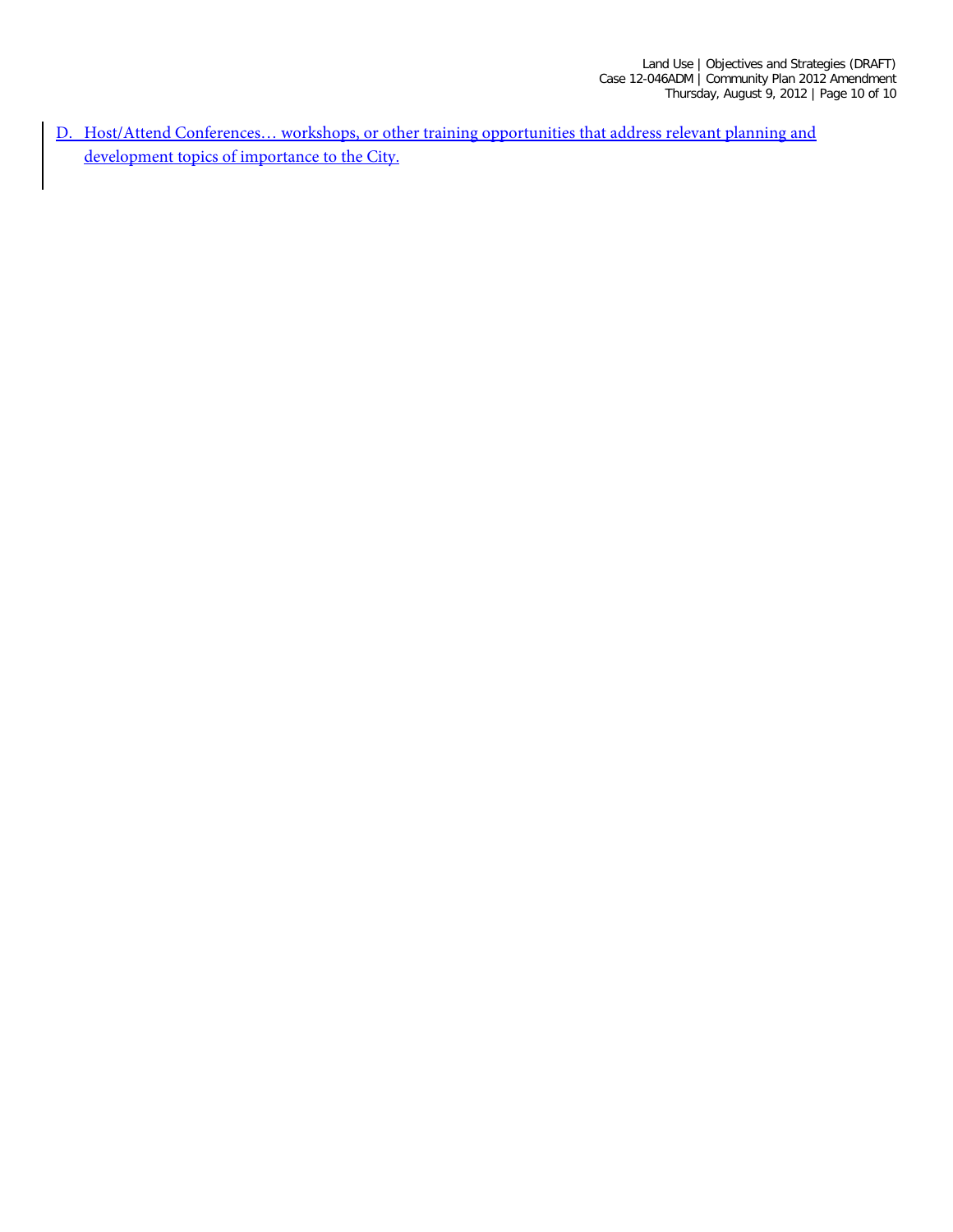D. Host/Attend Conferences… workshops, or other training opportunities that address relevant planning and development topics of importance to the City.